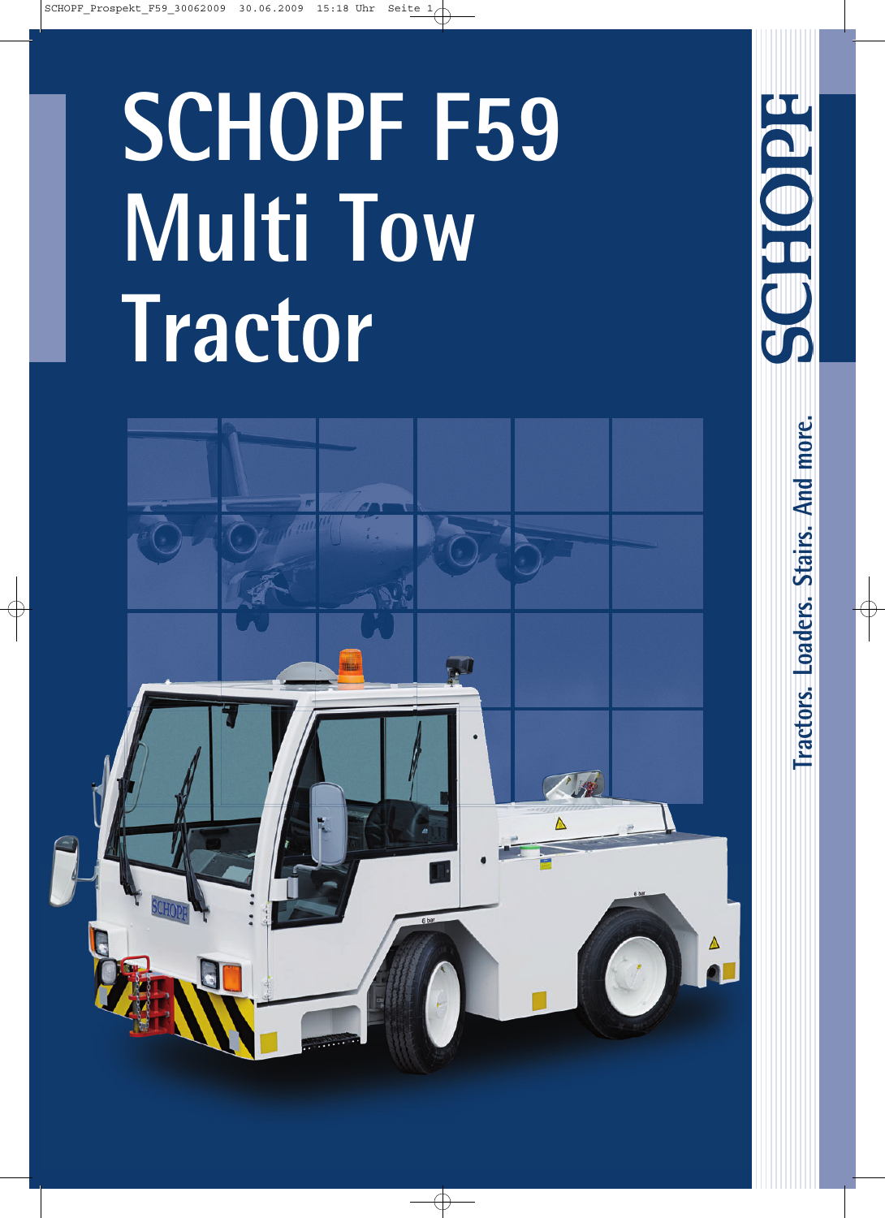# SCHOPF F59 Multi Tow Tractor

SCHOPF

Tractors. Loaders. Stairs. And more.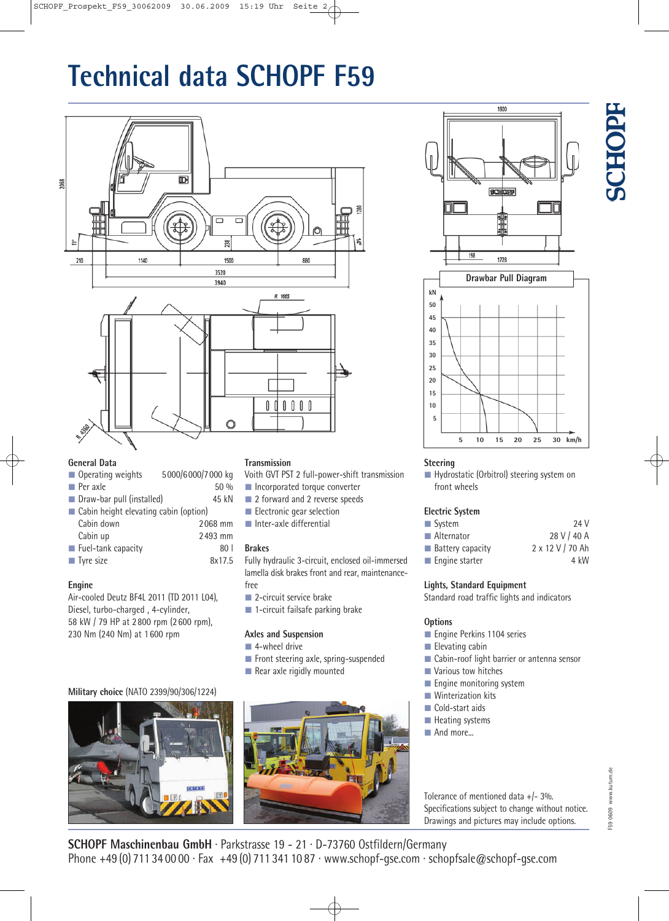# Technical data SCHOPF F59

2068

11°

210 1140 1500 880

3520

3940

238

1280

14°

R 1665

R 4350

1800

198 1728

Drawbar Pull Diagram

kN

50
45
40
35
30
25
20
15
10
5

5 10 15 20 25 30 km/h

### General Data

- Operating weights 5000/6000/7000 kg
- Per axle 50 %
- Draw-bar pull (installed) 45 kN
- Cabin height elevating cabin (option)
  Cabin down 2068 mm
  Cabin up 2493 mm
- Fuel-tank capacity 80 l
- Tyre size 8x17.5

### Engine

Air-cooled Deutz BF4L 2011 (TD 2011 L04), Diesel, turbo-charged , 4-cylinder, 58 kW / 79 HP at 2800 rpm (2600 rpm), 230 Nm (240 Nm) at 1600 rpm

### Transmission

Voith GVT PST 2 full-power-shift transmission

- Incorporated torque converter
- 2 forward and 2 reverse speeds
- Electronic gear selection
- Inter-axle differential

### Brakes

Fully hydraulic 3-circuit, enclosed oil-immersed lamella disk brakes front and rear, maintenance-free

- 2-circuit service brake
- 1-circuit failsafe parking brake

### Axles and Suspension

- 4-wheel drive
- Front steering axle, spring-suspended
- Rear axle rigidly mounted

### Steering

- Hydrostatic (Orbitrol) steering system on front wheels

### Electric System

- System 24 V
- Alternator 28 V / 40 A
- Battery capacity 2 x 12 V / 70 Ah
- Engine starter 4 kW

### Lights, Standard Equipment

Standard road traffic lights and indicators

### Options

- Engine Perkins 1104 series
- Elevating cabin
- Cabin-roof light barrier or antenna sensor
- Various tow hitches
- Engine monitoring system
- Winterization kits
- Cold-start aids
- Heating systems
- And more...

**Military choice** (NATO 2399/90/306/1224)

Tolerance of mentioned data +/- 3%.
Specifications subject to change without notice.
Drawings and pictures may include options.

F59 0609 www.kulum.de

**SCHOPF Maschinenbau GmbH** · Parkstrasse 19 - 21 · D-73760 Ostfildern/Germany
Phone +49 (0) 711 34 00 00 · Fax +49 (0) 711 341 10 87 · www.schopf-gse.com · schopfsale@schopf-gse.com